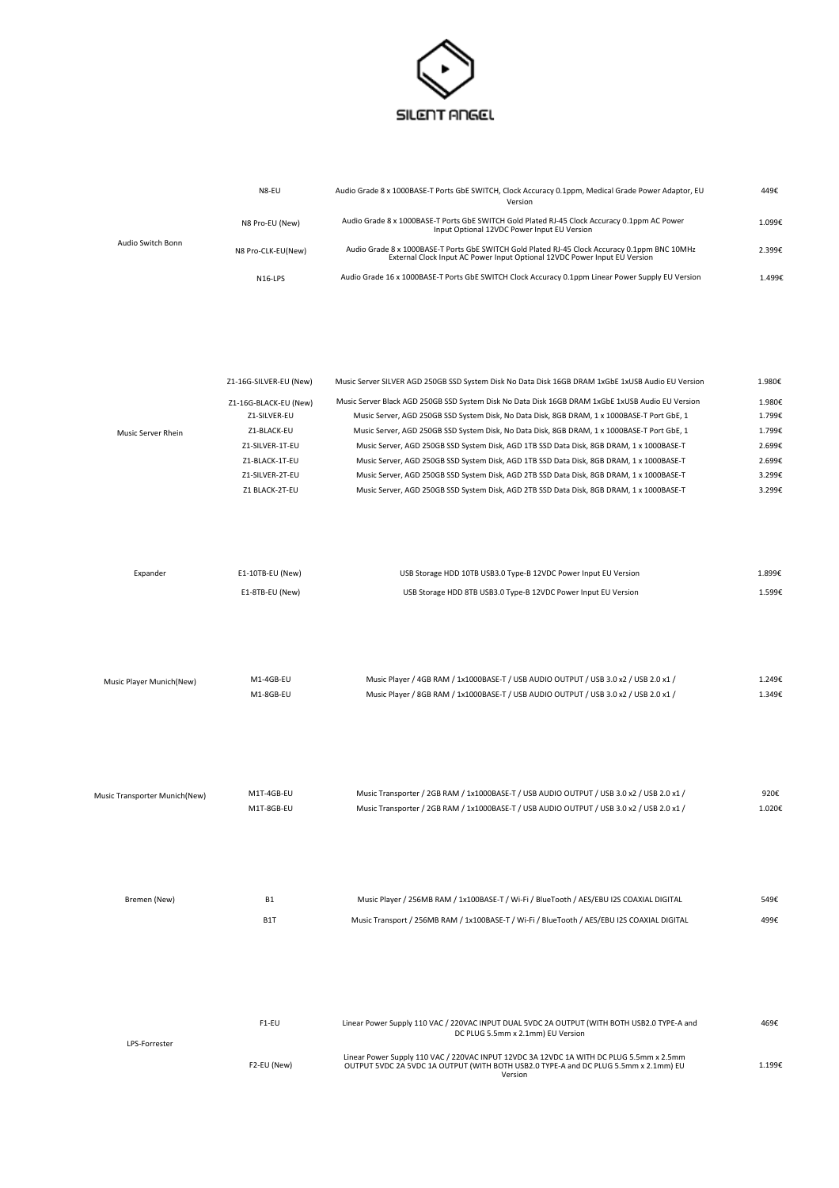# SILENT ANGEL

| Category | Model | Description | Price |
|---|---|---|---|
| Audio Switch Bonn | N8-EU | Audio Grade 8 x 1000BASE-T Ports GbE SWITCH, Clock Accuracy 0.1ppm, Medical Grade Power Adaptor, EU Version | 449€ |
| | N8 Pro-EU (New) | Audio Grade 8 x 1000BASE-T Ports GbE SWITCH Gold Plated RJ-45 Clock Accuracy 0.1ppm AC Power Input Optional 12VDC Power Input EU Version | 1.099€ |
| | N8 Pro-CLK-EU(New) | Audio Grade 8 x 1000BASE-T Ports GbE SWITCH Gold Plated RJ-45 Clock Accuracy 0.1ppm BNC 10MHz External Clock Input AC Power Input Optional 12VDC Power Input EU Version | 2.399€ |
| | N16-LPS | Audio Grade 16 x 1000BASE-T Ports GbE SWITCH Clock Accuracy 0.1ppm Linear Power Supply EU Version | 1.499€ |
| Music Server Rhein | Z1-16G-SILVER-EU (New) | Music Server SILVER AGD 250GB SSD System Disk No Data Disk 16GB DRAM 1xGbE 1xUSB Audio EU Version | 1.980€ |
| | Z1-16G-BLACK-EU (New) | Music Server Black AGD 250GB SSD System Disk No Data Disk 16GB DRAM 1xGbE 1xUSB Audio EU Version | 1.980€ |
| | Z1-SILVER-EU | Music Server, AGD 250GB SSD System Disk, No Data Disk, 8GB DRAM, 1 x 1000BASE-T Port GbE, 1 | 1.799€ |
| | Z1-BLACK-EU | Music Server, AGD 250GB SSD System Disk, No Data Disk, 8GB DRAM, 1 x 1000BASE-T Port GbE, 1 | 1.799€ |
| | Z1-SILVER-1T-EU | Music Server, AGD 250GB SSD System Disk, AGD 1TB SSD Data Disk, 8GB DRAM, 1 x 1000BASE-T | 2.699€ |
| | Z1-BLACK-1T-EU | Music Server, AGD 250GB SSD System Disk, AGD 1TB SSD Data Disk, 8GB DRAM, 1 x 1000BASE-T | 2.699€ |
| | Z1-SILVER-2T-EU | Music Server, AGD 250GB SSD System Disk, AGD 2TB SSD Data Disk, 8GB DRAM, 1 x 1000BASE-T | 3.299€ |
| | Z1 BLACK-2T-EU | Music Server, AGD 250GB SSD System Disk, AGD 2TB SSD Data Disk, 8GB DRAM, 1 x 1000BASE-T | 3.299€ |
| Expander | E1-10TB-EU (New) | USB Storage HDD 10TB USB3.0 Type-B 12VDC Power Input EU Version | 1.899€ |
| | E1-8TB-EU (New) | USB Storage HDD 8TB USB3.0 Type-B 12VDC Power Input EU Version | 1.599€ |
| Music Player Munich(New) | M1-4GB-EU | Music Player / 4GB RAM / 1x1000BASE-T / USB AUDIO OUTPUT / USB 3.0 x2 / USB 2.0 x1 / | 1.249€ |
| | M1-8GB-EU | Music Player / 8GB RAM / 1x1000BASE-T / USB AUDIO OUTPUT / USB 3.0 x2 / USB 2.0 x1 / | 1.349€ |
| Music Transporter Munich(New) | M1T-4GB-EU | Music Transporter / 2GB RAM / 1x1000BASE-T / USB AUDIO OUTPUT / USB 3.0 x2 / USB 2.0 x1 / | 920€ |
| | M1T-8GB-EU | Music Transporter / 2GB RAM / 1x1000BASE-T / USB AUDIO OUTPUT / USB 3.0 x2 / USB 2.0 x1 / | 1.020€ |
| Bremen (New) | B1 | Music Player / 256MB RAM / 1x100BASE-T / Wi-Fi / BlueTooth / AES/EBU I2S COAXIAL DIGITAL | 549€ |
| | B1T | Music Transport / 256MB RAM / 1x100BASE-T / Wi-Fi / BlueTooth / AES/EBU I2S COAXIAL DIGITAL | 499€ |
| LPS-Forrester | F1-EU | Linear Power Supply 110 VAC / 220VAC INPUT DUAL 5VDC 2A OUTPUT (WITH BOTH USB2.0 TYPE-A and DC PLUG 5.5mm x 2.1mm) EU Version | 469€ |
| | F2-EU (New) | Linear Power Supply 110 VAC / 220VAC INPUT 12VDC 3A 12VDC 1A WITH DC PLUG 5.5mm x 2.5mm OUTPUT 5VDC 2A 5VDC 1A OUTPUT (WITH BOTH USB2.0 TYPE-A and DC PLUG 5.5mm x 2.1mm) EU Version | 1.199€ |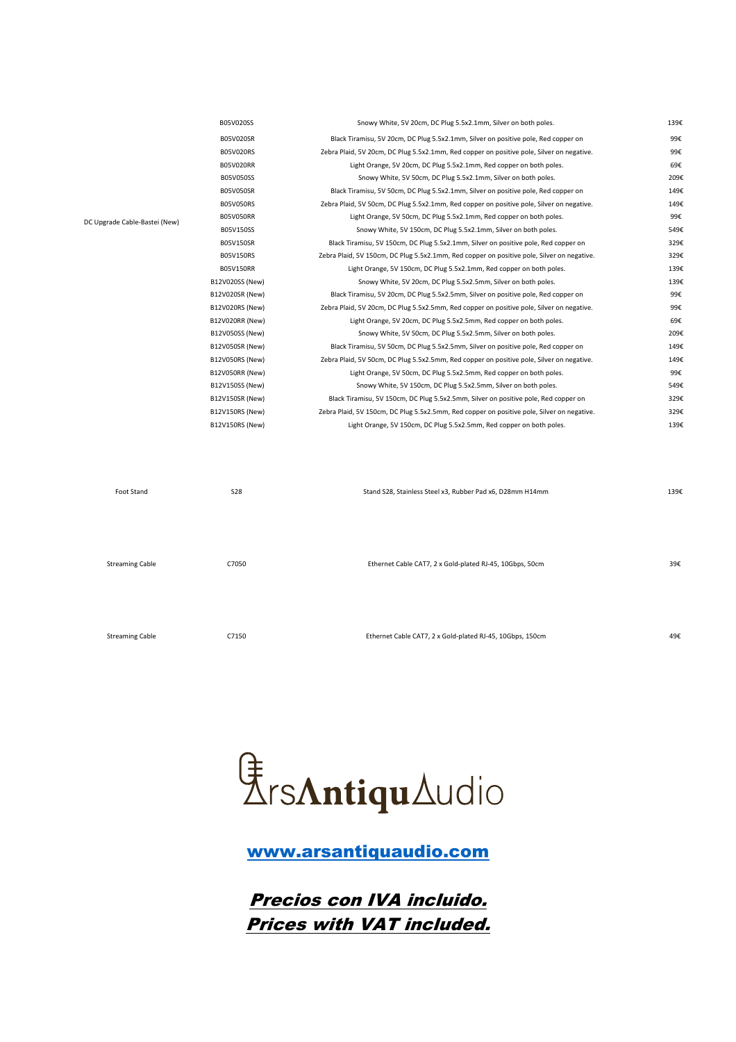| | | | |
|---|---|---|---|
| DC Upgrade Cable-Bastei (New) | B05V020SS | Snowy White, 5V 20cm, DC Plug 5.5x2.1mm, Silver on both poles. | 139€ |
| | B05V020SR | Black Tiramisu, 5V 20cm, DC Plug 5.5x2.1mm, Silver on positive pole, Red copper on | 99€ |
| | B05V020RS | Zebra Plaid, 5V 20cm, DC Plug 5.5x2.1mm, Red copper on positive pole, Silver on negative. | 99€ |
| | B05V020RR | Light Orange, 5V 20cm, DC Plug 5.5x2.1mm, Red copper on both poles. | 69€ |
| | B05V050SS | Snowy White, 5V 50cm, DC Plug 5.5x2.1mm, Silver on both poles. | 209€ |
| | B05V050SR | Black Tiramisu, 5V 50cm, DC Plug 5.5x2.1mm, Silver on positive pole, Red copper on | 149€ |
| | B05V050RS | Zebra Plaid, 5V 50cm, DC Plug 5.5x2.1mm, Red copper on positive pole, Silver on negative. | 149€ |
| | B05V050RR | Light Orange, 5V 50cm, DC Plug 5.5x2.1mm, Red copper on both poles. | 99€ |
| | B05V150SS | Snowy White, 5V 150cm, DC Plug 5.5x2.1mm, Silver on both poles. | 549€ |
| | B05V150SR | Black Tiramisu, 5V 150cm, DC Plug 5.5x2.1mm, Silver on positive pole, Red copper on | 329€ |
| | B05V150RS | Zebra Plaid, 5V 150cm, DC Plug 5.5x2.1mm, Red copper on positive pole, Silver on negative. | 329€ |
| | B05V150RR | Light Orange, 5V 150cm, DC Plug 5.5x2.1mm, Red copper on both poles. | 139€ |
| | B12V020SS (New) | Snowy White, 5V 20cm, DC Plug 5.5x2.5mm, Silver on both poles. | 139€ |
| | B12V020SR (New) | Black Tiramisu, 5V 20cm, DC Plug 5.5x2.5mm, Silver on positive pole, Red copper on | 99€ |
| | B12V020RS (New) | Zebra Plaid, 5V 20cm, DC Plug 5.5x2.5mm, Red copper on positive pole, Silver on negative. | 99€ |
| | B12V020RR (New) | Light Orange, 5V 20cm, DC Plug 5.5x2.5mm, Red copper on both poles. | 69€ |
| | B12V050SS (New) | Snowy White, 5V 50cm, DC Plug 5.5x2.5mm, Silver on both poles. | 209€ |
| | B12V050SR (New) | Black Tiramisu, 5V 50cm, DC Plug 5.5x2.5mm, Silver on positive pole, Red copper on | 149€ |
| | B12V050RS (New) | Zebra Plaid, 5V 50cm, DC Plug 5.5x2.5mm, Red copper on positive pole, Silver on negative. | 149€ |
| | B12V050RR (New) | Light Orange, 5V 50cm, DC Plug 5.5x2.5mm, Red copper on both poles. | 99€ |
| | B12V150SS (New) | Snowy White, 5V 150cm, DC Plug 5.5x2.5mm, Silver on both poles. | 549€ |
| | B12V150SR (New) | Black Tiramisu, 5V 150cm, DC Plug 5.5x2.5mm, Silver on positive pole, Red copper on | 329€ |
| | B12V150RS (New) | Zebra Plaid, 5V 150cm, DC Plug 5.5x2.5mm, Red copper on positive pole, Silver on negative. | 329€ |
| | B12V150RS (New) | Light Orange, 5V 150cm, DC Plug 5.5x2.5mm, Red copper on both poles. | 139€ |
| Foot Stand | S28 | Stand S28, Stainless Steel x3, Rubber Pad x6, D28mm H14mm | 139€ |
| Streaming Cable | C7050 | Ethernet Cable CAT7, 2 x Gold-plated RJ-45, 10Gbps, 50cm | 39€ |
| Streaming Cable | C7150 | Ethernet Cable CAT7, 2 x Gold-plated RJ-45, 10Gbps, 150cm | 49€ |

ArsAntiquAudio

**[www.arsantiquaudio.com](http://www.arsantiquaudio.com)**

***Precios con IVA incluido.***
***Prices with VAT included.***